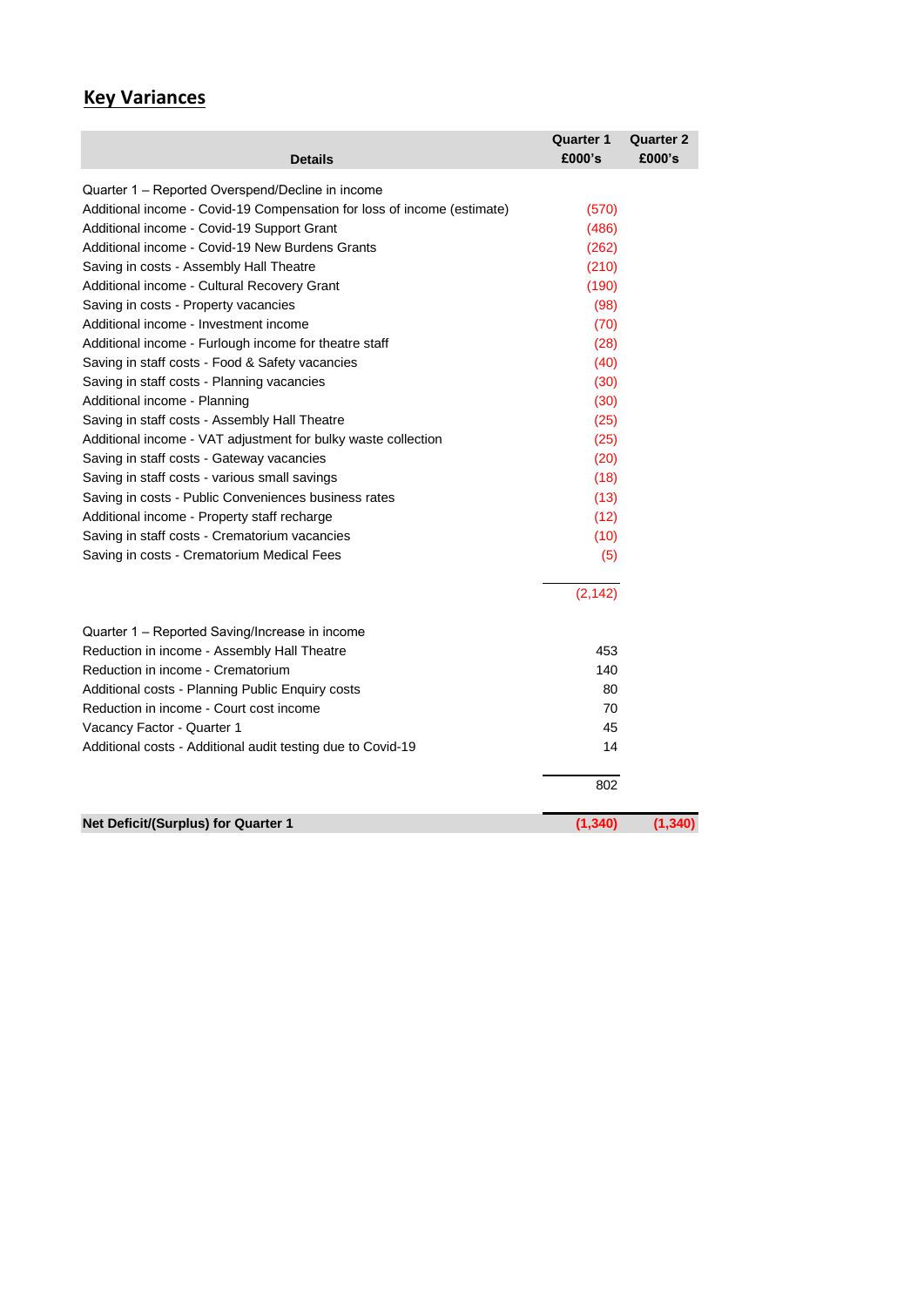## Key Variances

| Details | Quarter 1 £000's | Quarter 2 £000's |
|---|---|---|
| Quarter 1 – Reported Overspend/Decline in income | | |
| Additional income - Covid-19 Compensation for loss of income (estimate) | (570) | |
| Additional income - Covid-19 Support Grant | (486) | |
| Additional income - Covid-19 New Burdens Grants | (262) | |
| Saving in costs - Assembly Hall Theatre | (210) | |
| Additional income - Cultural Recovery Grant | (190) | |
| Saving in costs - Property vacancies | (98) | |
| Additional income - Investment income | (70) | |
| Additional income - Furlough income for theatre staff | (28) | |
| Saving in staff costs - Food & Safety vacancies | (40) | |
| Saving in staff costs - Planning vacancies | (30) | |
| Additional income - Planning | (30) | |
| Saving in staff costs - Assembly Hall Theatre | (25) | |
| Additional income - VAT adjustment for bulky waste collection | (25) | |
| Saving in staff costs - Gateway vacancies | (20) | |
| Saving in staff costs - various small savings | (18) | |
| Saving in costs - Public Conveniences business rates | (13) | |
| Additional income - Property staff recharge | (12) | |
| Saving in staff costs - Crematorium vacancies | (10) | |
| Saving in costs - Crematorium Medical Fees | (5) | |
| | (2,142) | |
| Quarter 1 – Reported Saving/Increase in income | | |
| Reduction in income - Assembly Hall Theatre | 453 | |
| Reduction in income - Crematorium | 140 | |
| Additional costs - Planning Public Enquiry costs | 80 | |
| Reduction in income - Court cost income | 70 | |
| Vacancy Factor - Quarter 1 | 45 | |
| Additional costs - Additional audit testing due to Covid-19 | 14 | |
| | 802 | |
| **Net Deficit/(Surplus) for Quarter 1** | **(1,340)** | **(1,340)** |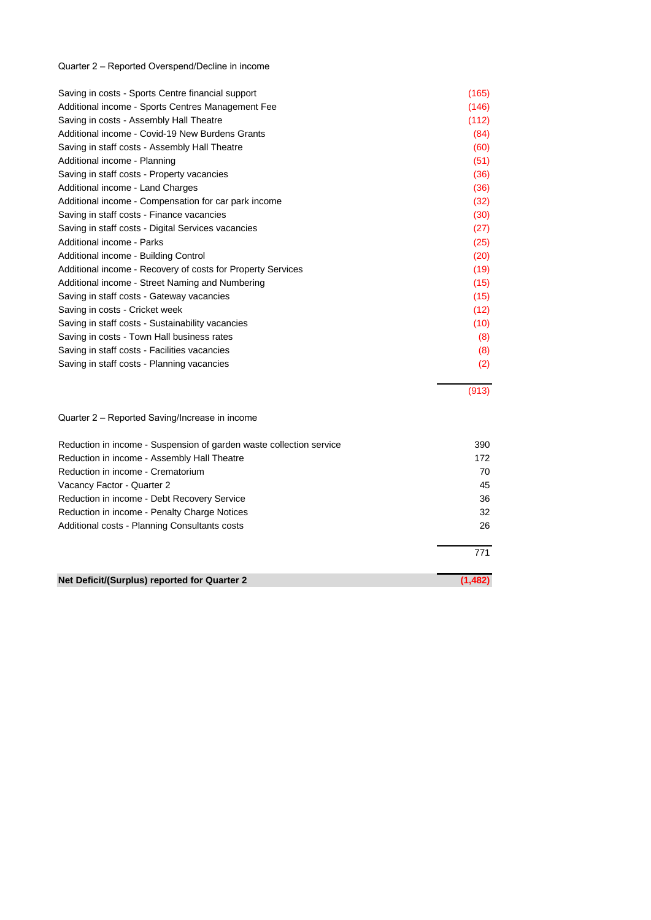Quarter 2 – Reported Overspend/Decline in income

| | |
|---|---|
| Saving in costs - Sports Centre financial support | (165) |
| Additional income - Sports Centres Management Fee | (146) |
| Saving in costs - Assembly Hall Theatre | (112) |
| Additional income - Covid-19 New Burdens Grants | (84) |
| Saving in staff costs - Assembly Hall Theatre | (60) |
| Additional income - Planning | (51) |
| Saving in staff costs - Property vacancies | (36) |
| Additional income - Land Charges | (36) |
| Additional income - Compensation for car park income | (32) |
| Saving in staff costs - Finance vacancies | (30) |
| Saving in staff costs - Digital Services vacancies | (27) |
| Additional income - Parks | (25) |
| Additional income - Building Control | (20) |
| Additional income - Recovery of costs for Property Services | (19) |
| Additional income - Street Naming and Numbering | (15) |
| Saving in staff costs - Gateway vacancies | (15) |
| Saving in costs - Cricket week | (12) |
| Saving in staff costs - Sustainability vacancies | (10) |
| Saving in costs - Town Hall business rates | (8) |
| Saving in staff costs - Facilities vacancies | (8) |
| Saving in staff costs - Planning vacancies | (2) |
| | (913) |

Quarter 2 – Reported Saving/Increase in income

| | |
|---|---|
| Reduction in income - Suspension of garden waste collection service | 390 |
| Reduction in income - Assembly Hall Theatre | 172 |
| Reduction in income - Crematorium | 70 |
| Vacancy Factor - Quarter 2 | 45 |
| Reduction in income - Debt Recovery Service | 36 |
| Reduction in income - Penalty Charge Notices | 32 |
| Additional costs - Planning Consultants costs | 26 |
| | 771 |
| **Net Deficit/(Surplus) reported for Quarter 2** | **(1,482)** |